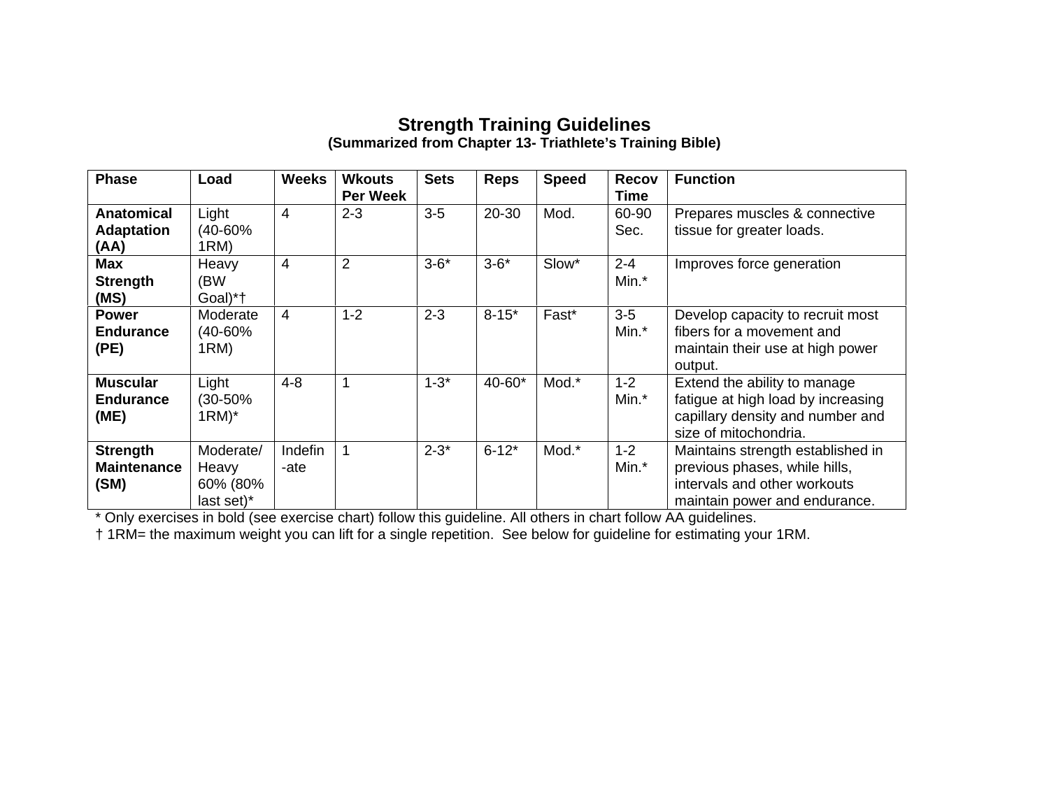# Strength Training Guidelines

**(Summarized from Chapter 13- Triathlete's Training Bible)**

| Phase | Load | Weeks | Wkouts Per Week | Sets | Reps | Speed | Recov Time | Function |
|---|---|---|---|---|---|---|---|---|
| **Anatomical Adaptation (AA)** | Light (40-60% 1RM) | 4 | 2-3 | 3-5 | 20-30 | Mod. | 60-90 Sec. | Prepares muscles & connective tissue for greater loads. |
| **Max Strength (MS)** | Heavy (BW Goal)*† | 4 | 2 | 3-6* | 3-6* | Slow* | 2-4 Min.* | Improves force generation |
| **Power Endurance (PE)** | Moderate (40-60% 1RM) | 4 | 1-2 | 2-3 | 8-15* | Fast* | 3-5 Min.* | Develop capacity to recruit most fibers for a movement and maintain their use at high power output. |
| **Muscular Endurance (ME)** | Light (30-50% 1RM)* | 4-8 | 1 | 1-3* | 40-60* | Mod.* | 1-2 Min.* | Extend the ability to manage fatigue at high load by increasing capillary density and number and size of mitochondria. |
| **Strength Maintenance (SM)** | Moderate/ Heavy 60% (80% last set)* | Indefin-ate | 1 | 2-3* | 6-12* | Mod.* | 1-2 Min.* | Maintains strength established in previous phases, while hills, intervals and other workouts maintain power and endurance. |

* Only exercises in bold (see exercise chart) follow this guideline. All others in chart follow AA guidelines.

† 1RM= the maximum weight you can lift for a single repetition. See below for guideline for estimating your 1RM.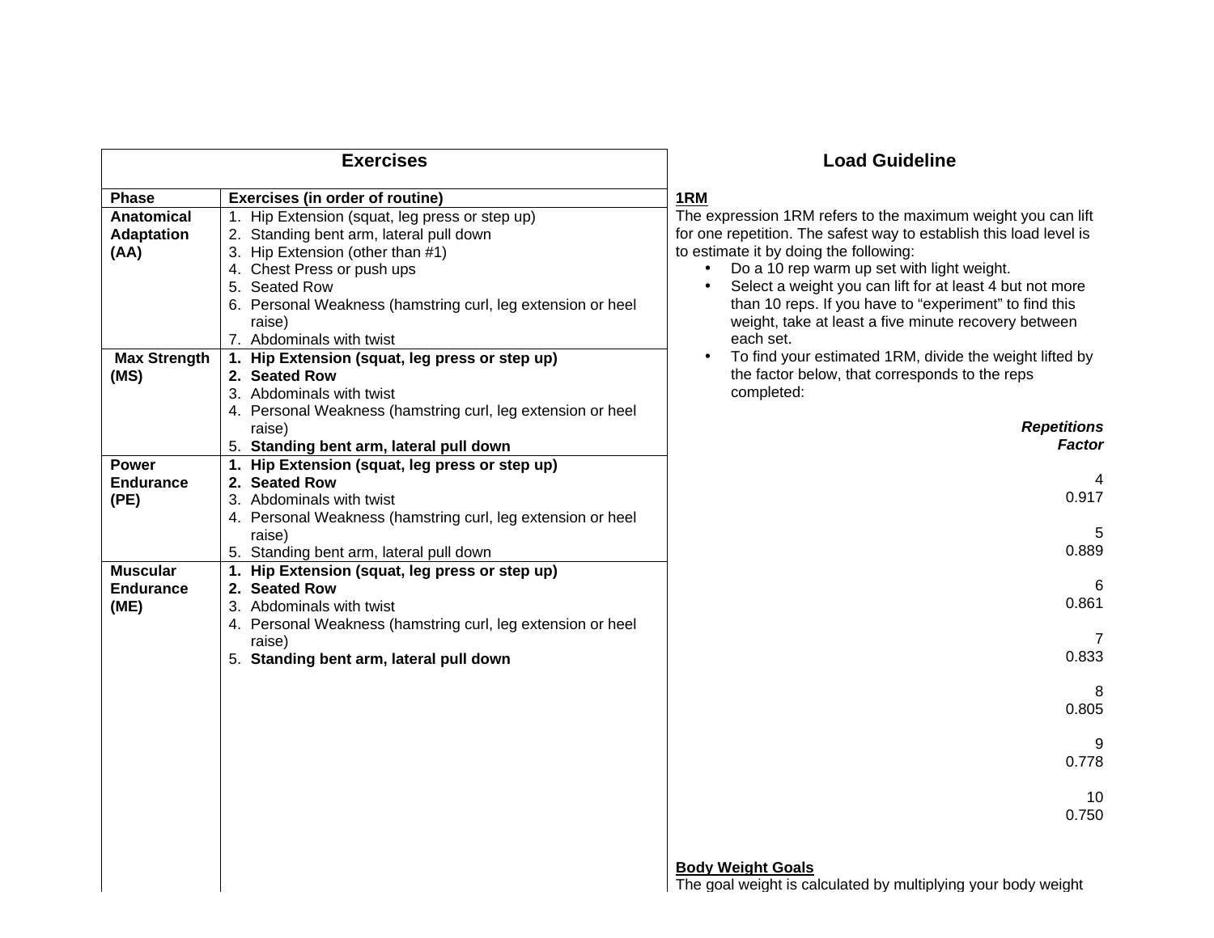## Exercises

| Phase | Exercises (in order of routine) |
|---|---|
| **Anatomical Adaptation (AA)** | 1. Hip Extension (squat, leg press or step up)<br>2. Standing bent arm, lateral pull down<br>3. Hip Extension (other than #1)<br>4. Chest Press or push ups<br>5. Seated Row<br>6. Personal Weakness (hamstring curl, leg extension or heel raise)<br>7. Abdominals with twist |
| **Max Strength (MS)** | 1. **Hip Extension (squat, leg press or step up)**<br>2. **Seated Row**<br>3. Abdominals with twist<br>4. Personal Weakness (hamstring curl, leg extension or heel raise)<br>5. **Standing bent arm, lateral pull down** |
| **Power Endurance (PE)** | 1. **Hip Extension (squat, leg press or step up)**<br>2. **Seated Row**<br>3. Abdominals with twist<br>4. Personal Weakness (hamstring curl, leg extension or heel raise)<br>5. Standing bent arm, lateral pull down |
| **Muscular Endurance (ME)** | 1. **Hip Extension (squat, leg press or step up)**<br>2. **Seated Row**<br>3. Abdominals with twist<br>4. Personal Weakness (hamstring curl, leg extension or heel raise)<br>5. **Standing bent arm, lateral pull down** |

## Load Guideline

**1RM**

The expression 1RM refers to the maximum weight you can lift for one repetition. The safest way to establish this load level is to estimate it by doing the following:

- Do a 10 rep warm up set with light weight.
- Select a weight you can lift for at least 4 but not more than 10 reps. If you have to "experiment" to find this weight, take at least a five minute recovery between each set.
- To find your estimated 1RM, divide the weight lifted by the factor below, that corresponds to the reps completed:

| *Repetitions* | *Factor* |
|---|---|
| 4 | 0.917 |
| 5 | 0.889 |
| 6 | 0.861 |
| 7 | 0.833 |
| 8 | 0.805 |
| 9 | 0.778 |
| 10 | 0.750 |

**Body Weight Goals**

The goal weight is calculated by multiplying your body weight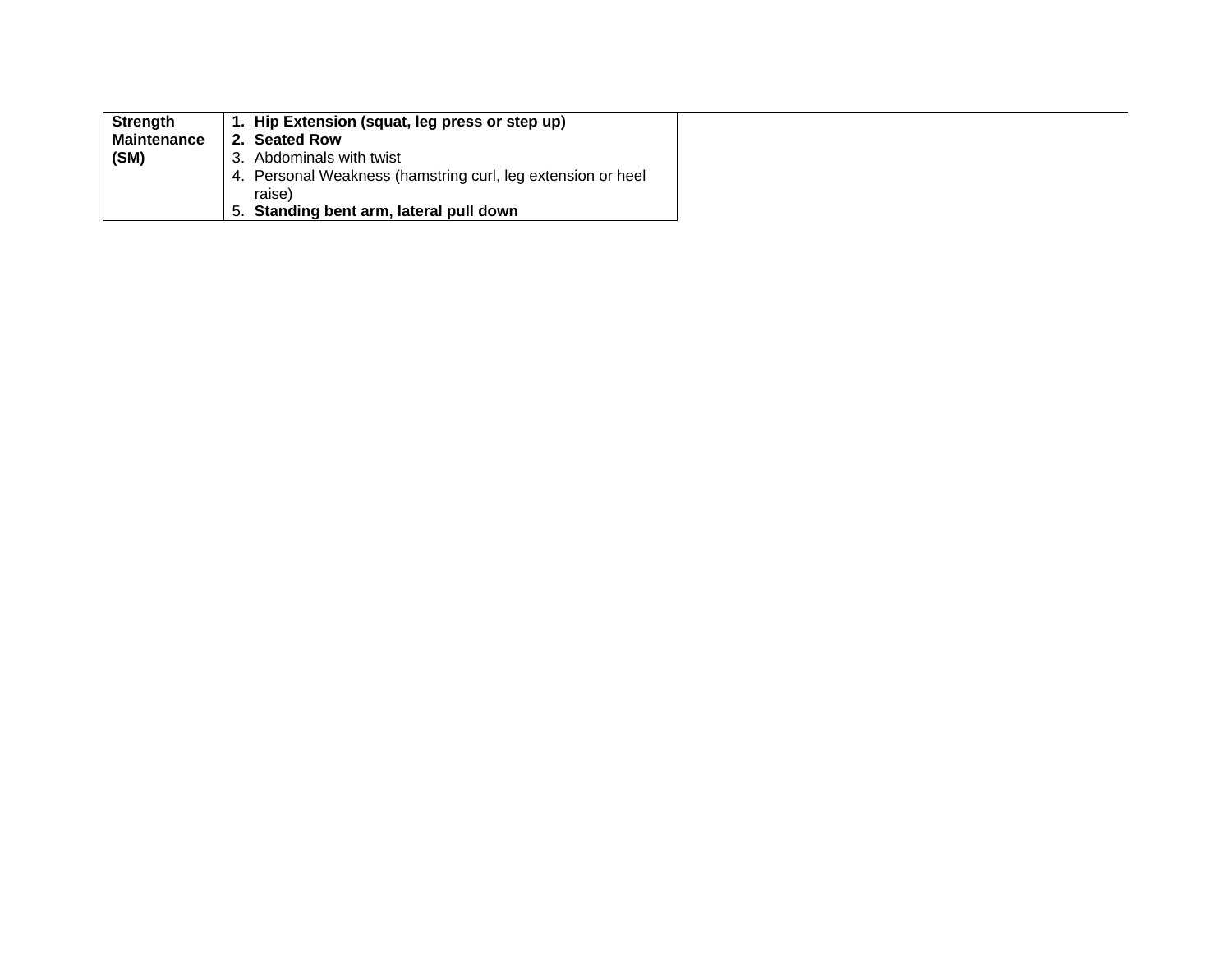| | |
|---|---|
| **Strength Maintenance (SM)** | 1. **Hip Extension (squat, leg press or step up)**<br>2. **Seated Row**<br>3. Abdominals with twist<br>4. Personal Weakness (hamstring curl, leg extension or heel raise)<br>5. **Standing bent arm, lateral pull down** |